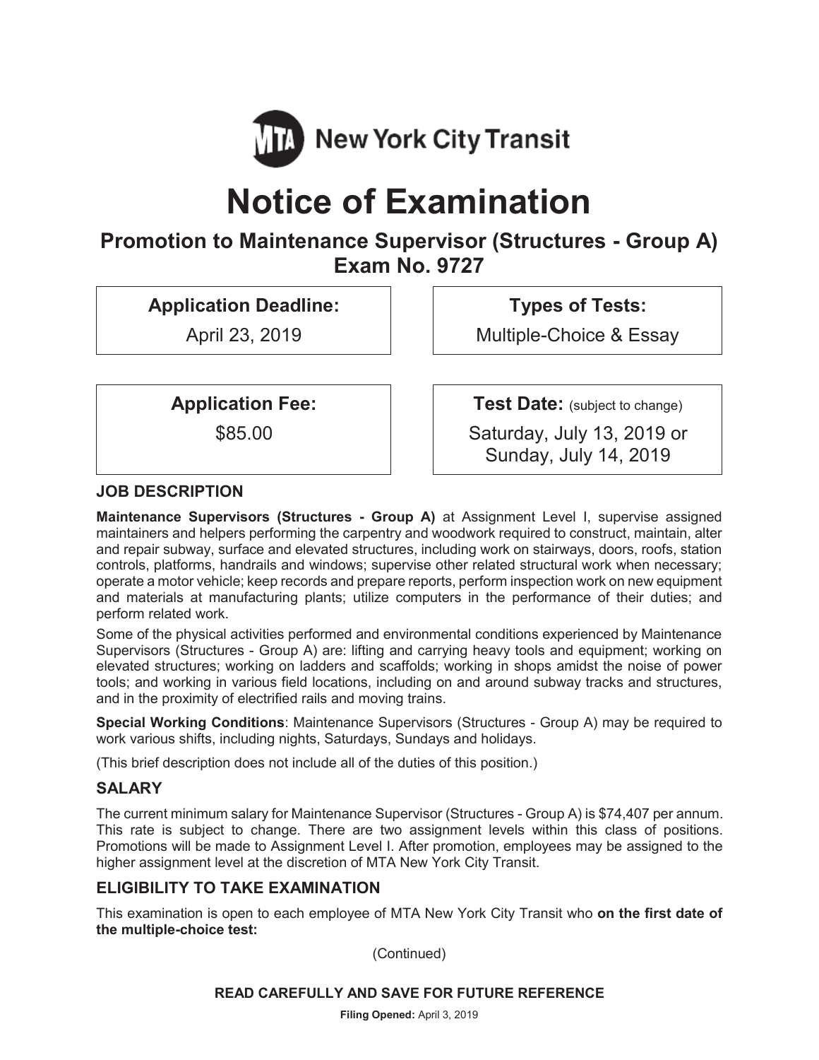MTA New York City Transit

# Notice of Examination

## Promotion to Maintenance Supervisor (Structures - Group A)
## Exam No. 9727

| **Application Deadline:** | **Types of Tests:** |
| --- | --- |
| April 23, 2019 | Multiple-Choice & Essay |

| **Application Fee:** | **Test Date:** (subject to change) |
| --- | --- |
| $85.00 | Saturday, July 13, 2019 or Sunday, July 14, 2019 |

### JOB DESCRIPTION

**Maintenance Supervisors (Structures - Group A)** at Assignment Level I, supervise assigned maintainers and helpers performing the carpentry and woodwork required to construct, maintain, alter and repair subway, surface and elevated structures, including work on stairways, doors, roofs, station controls, platforms, handrails and windows; supervise other related structural work when necessary; operate a motor vehicle; keep records and prepare reports, perform inspection work on new equipment and materials at manufacturing plants; utilize computers in the performance of their duties; and perform related work.

Some of the physical activities performed and environmental conditions experienced by Maintenance Supervisors (Structures - Group A) are: lifting and carrying heavy tools and equipment; working on elevated structures; working on ladders and scaffolds; working in shops amidst the noise of power tools; and working in various field locations, including on and around subway tracks and structures, and in the proximity of electrified rails and moving trains.

**Special Working Conditions**: Maintenance Supervisors (Structures - Group A) may be required to work various shifts, including nights, Saturdays, Sundays and holidays.

(This brief description does not include all of the duties of this position.)

### SALARY

The current minimum salary for Maintenance Supervisor (Structures - Group A) is $74,407 per annum. This rate is subject to change. There are two assignment levels within this class of positions. Promotions will be made to Assignment Level I. After promotion, employees may be assigned to the higher assignment level at the discretion of MTA New York City Transit.

### ELIGIBILITY TO TAKE EXAMINATION

This examination is open to each employee of MTA New York City Transit who **on the first date of the multiple-choice test:**

(Continued)

**READ CAREFULLY AND SAVE FOR FUTURE REFERENCE**

**Filing Opened:** April 3, 2019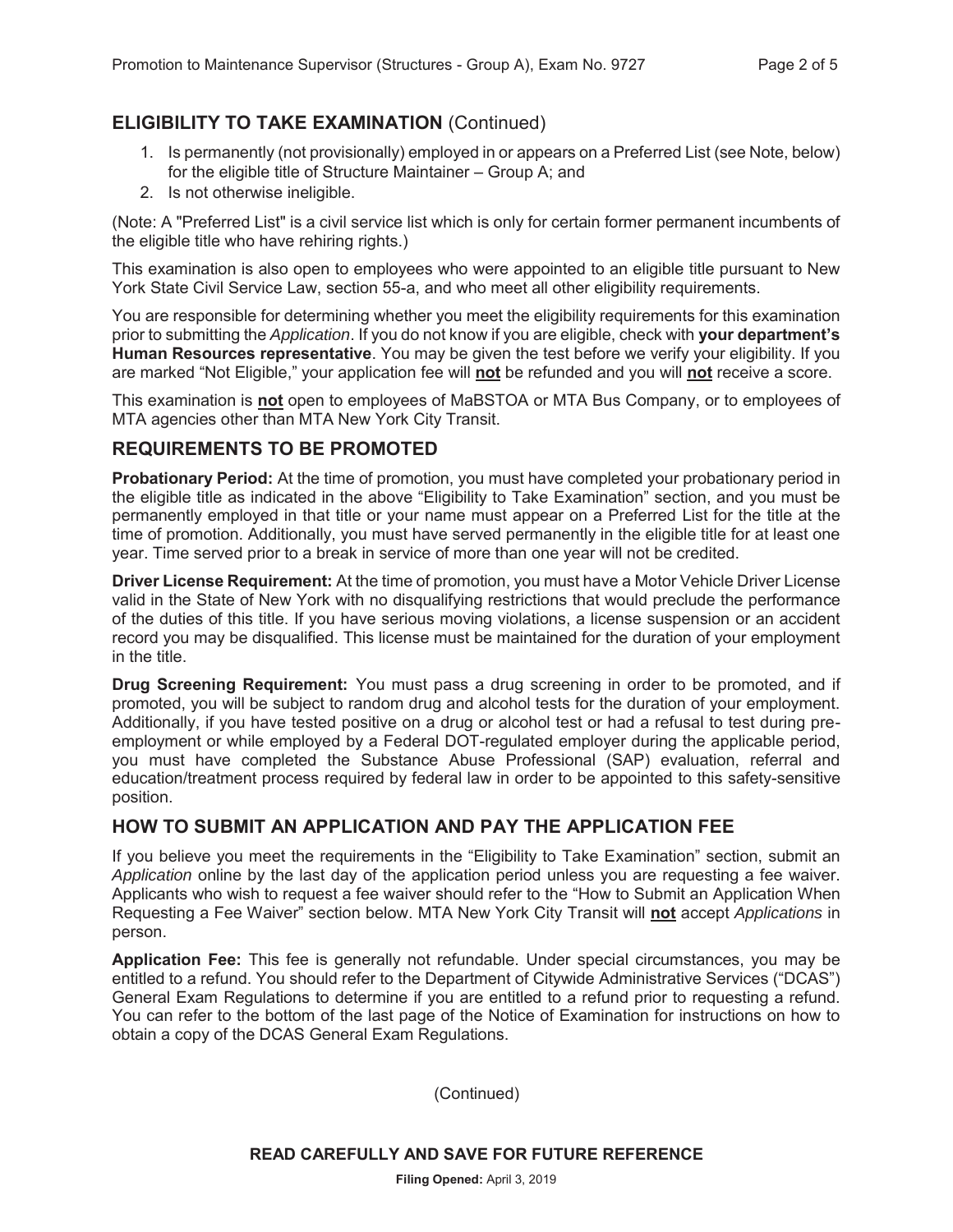## ELIGIBILITY TO TAKE EXAMINATION (Continued)

1. Is permanently (not provisionally) employed in or appears on a Preferred List (see Note, below) for the eligible title of Structure Maintainer – Group A; and
2. Is not otherwise ineligible.

(Note: A "Preferred List" is a civil service list which is only for certain former permanent incumbents of the eligible title who have rehiring rights.)

This examination is also open to employees who were appointed to an eligible title pursuant to New York State Civil Service Law, section 55-a, and who meet all other eligibility requirements.

You are responsible for determining whether you meet the eligibility requirements for this examination prior to submitting the *Application*. If you do not know if you are eligible, check with **your department's Human Resources representative**. You may be given the test before we verify your eligibility. If you are marked "Not Eligible," your application fee will **not** be refunded and you will **not** receive a score.

This examination is **not** open to employees of MaBSTOA or MTA Bus Company, or to employees of MTA agencies other than MTA New York City Transit.

## REQUIREMENTS TO BE PROMOTED

**Probationary Period:** At the time of promotion, you must have completed your probationary period in the eligible title as indicated in the above "Eligibility to Take Examination" section, and you must be permanently employed in that title or your name must appear on a Preferred List for the title at the time of promotion. Additionally, you must have served permanently in the eligible title for at least one year. Time served prior to a break in service of more than one year will not be credited.

**Driver License Requirement:** At the time of promotion, you must have a Motor Vehicle Driver License valid in the State of New York with no disqualifying restrictions that would preclude the performance of the duties of this title. If you have serious moving violations, a license suspension or an accident record you may be disqualified. This license must be maintained for the duration of your employment in the title.

**Drug Screening Requirement:** You must pass a drug screening in order to be promoted, and if promoted, you will be subject to random drug and alcohol tests for the duration of your employment. Additionally, if you have tested positive on a drug or alcohol test or had a refusal to test during pre-employment or while employed by a Federal DOT-regulated employer during the applicable period, you must have completed the Substance Abuse Professional (SAP) evaluation, referral and education/treatment process required by federal law in order to be appointed to this safety-sensitive position.

## HOW TO SUBMIT AN APPLICATION AND PAY THE APPLICATION FEE

If you believe you meet the requirements in the "Eligibility to Take Examination" section, submit an *Application* online by the last day of the application period unless you are requesting a fee waiver. Applicants who wish to request a fee waiver should refer to the "How to Submit an Application When Requesting a Fee Waiver" section below. MTA New York City Transit will **not** accept *Applications* in person.

**Application Fee:** This fee is generally not refundable. Under special circumstances, you may be entitled to a refund. You should refer to the Department of Citywide Administrative Services ("DCAS") General Exam Regulations to determine if you are entitled to a refund prior to requesting a refund. You can refer to the bottom of the last page of the Notice of Examination for instructions on how to obtain a copy of the DCAS General Exam Regulations.

(Continued)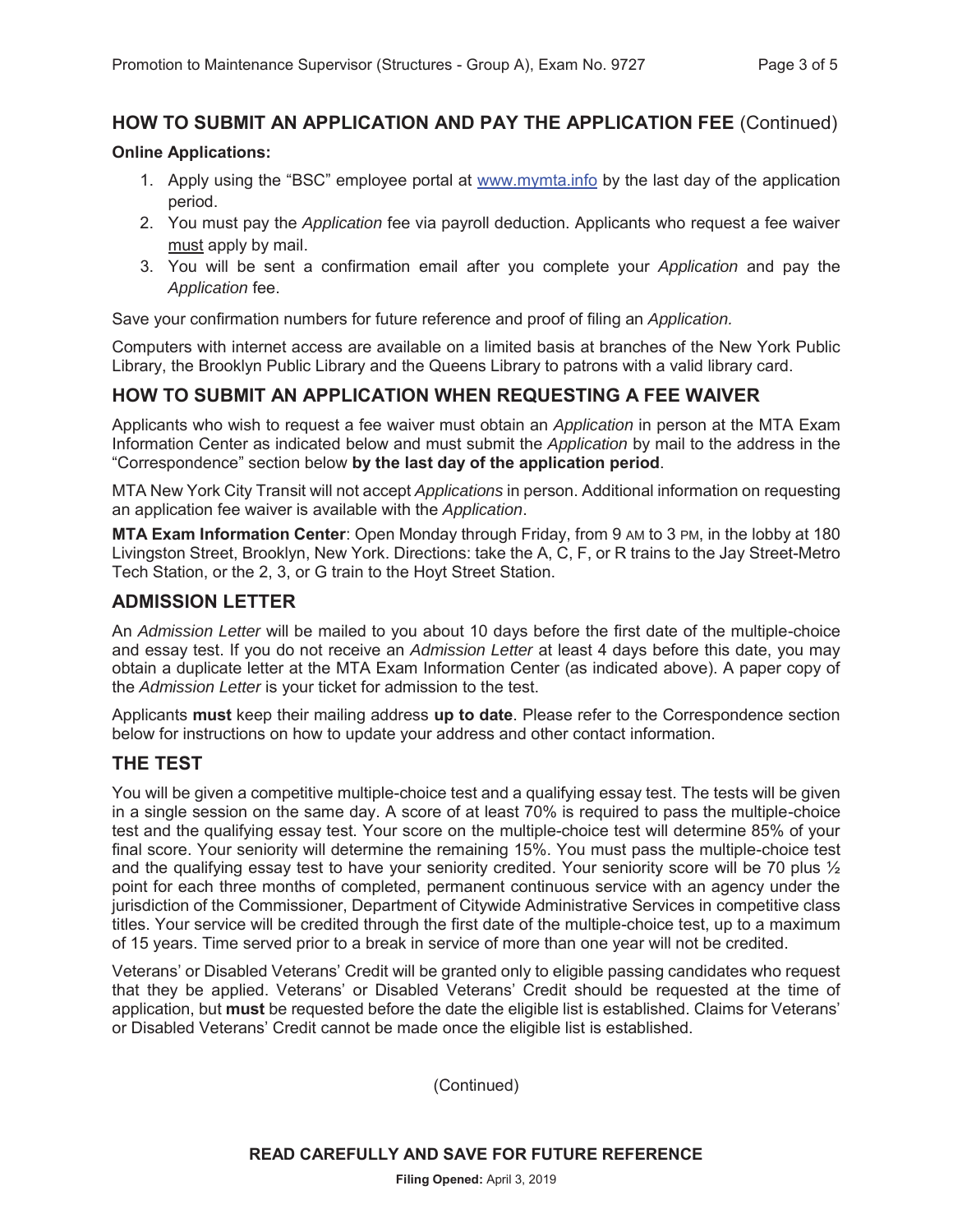## HOW TO SUBMIT AN APPLICATION AND PAY THE APPLICATION FEE (Continued)

**Online Applications:**

1. Apply using the "BSC" employee portal at www.mymta.info by the last day of the application period.
2. You must pay the *Application* fee via payroll deduction. Applicants who request a fee waiver must apply by mail.
3. You will be sent a confirmation email after you complete your *Application* and pay the *Application* fee.

Save your confirmation numbers for future reference and proof of filing an *Application.*

Computers with internet access are available on a limited basis at branches of the New York Public Library, the Brooklyn Public Library and the Queens Library to patrons with a valid library card.

## HOW TO SUBMIT AN APPLICATION WHEN REQUESTING A FEE WAIVER

Applicants who wish to request a fee waiver must obtain an *Application* in person at the MTA Exam Information Center as indicated below and must submit the *Application* by mail to the address in the "Correspondence" section below **by the last day of the application period**.

MTA New York City Transit will not accept *Applications* in person. Additional information on requesting an application fee waiver is available with the *Application*.

**MTA Exam Information Center**: Open Monday through Friday, from 9 AM to 3 PM, in the lobby at 180 Livingston Street, Brooklyn, New York. Directions: take the A, C, F, or R trains to the Jay Street-Metro Tech Station, or the 2, 3, or G train to the Hoyt Street Station.

## ADMISSION LETTER

An *Admission Letter* will be mailed to you about 10 days before the first date of the multiple-choice and essay test. If you do not receive an *Admission Letter* at least 4 days before this date, you may obtain a duplicate letter at the MTA Exam Information Center (as indicated above). A paper copy of the *Admission Letter* is your ticket for admission to the test.

Applicants **must** keep their mailing address **up to date**. Please refer to the Correspondence section below for instructions on how to update your address and other contact information.

## THE TEST

You will be given a competitive multiple-choice test and a qualifying essay test. The tests will be given in a single session on the same day. A score of at least 70% is required to pass the multiple-choice test and the qualifying essay test. Your score on the multiple-choice test will determine 85% of your final score. Your seniority will determine the remaining 15%. You must pass the multiple-choice test and the qualifying essay test to have your seniority credited. Your seniority score will be 70 plus ½ point for each three months of completed, permanent continuous service with an agency under the jurisdiction of the Commissioner, Department of Citywide Administrative Services in competitive class titles. Your service will be credited through the first date of the multiple-choice test, up to a maximum of 15 years. Time served prior to a break in service of more than one year will not be credited.

Veterans' or Disabled Veterans' Credit will be granted only to eligible passing candidates who request that they be applied. Veterans' or Disabled Veterans' Credit should be requested at the time of application, but **must** be requested before the date the eligible list is established. Claims for Veterans' or Disabled Veterans' Credit cannot be made once the eligible list is established.

(Continued)

**READ CAREFULLY AND SAVE FOR FUTURE REFERENCE**

**Filing Opened:** April 3, 2019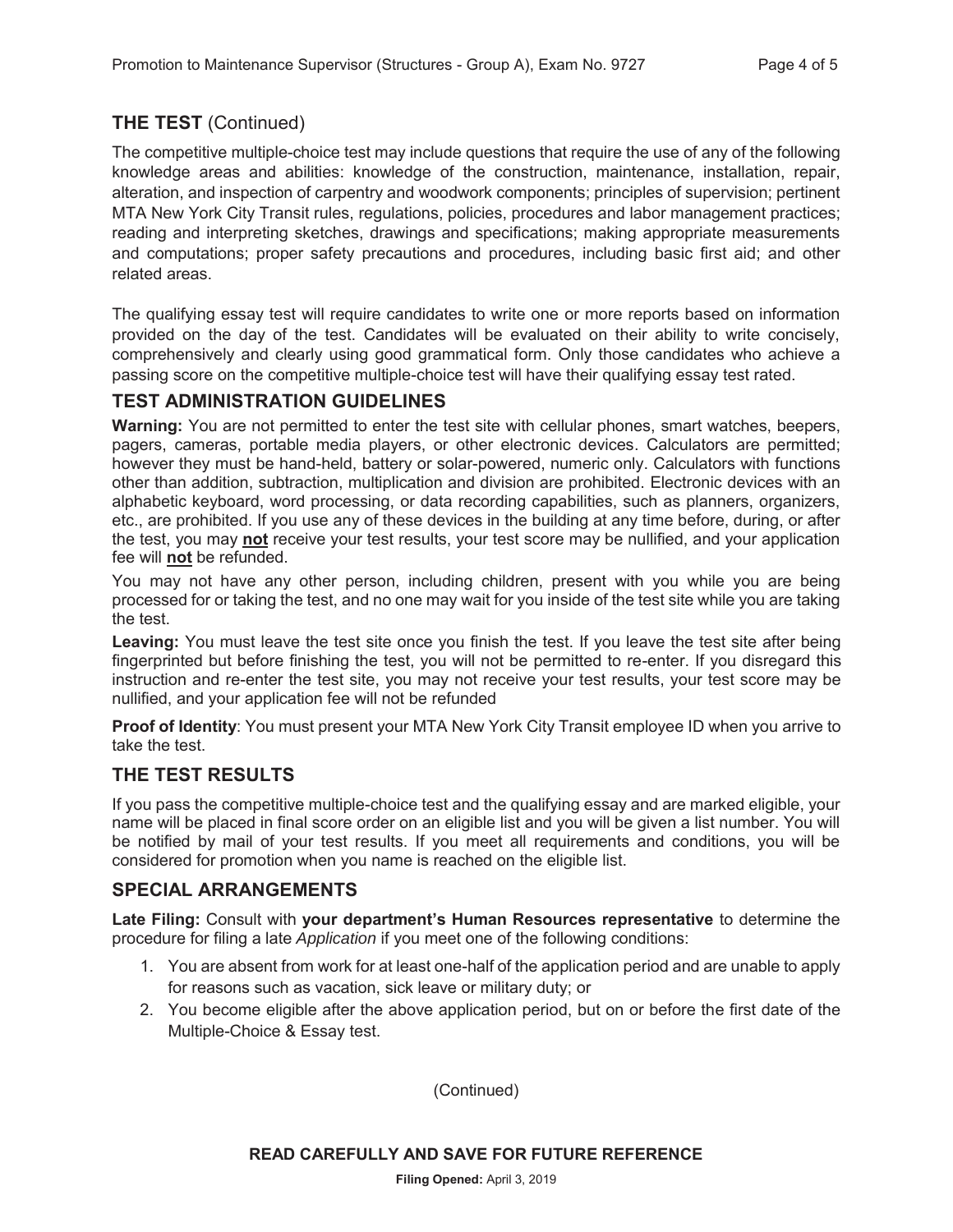## THE TEST (Continued)

The competitive multiple-choice test may include questions that require the use of any of the following knowledge areas and abilities: knowledge of the construction, maintenance, installation, repair, alteration, and inspection of carpentry and woodwork components; principles of supervision; pertinent MTA New York City Transit rules, regulations, policies, procedures and labor management practices; reading and interpreting sketches, drawings and specifications; making appropriate measurements and computations; proper safety precautions and procedures, including basic first aid; and other related areas.

The qualifying essay test will require candidates to write one or more reports based on information provided on the day of the test. Candidates will be evaluated on their ability to write concisely, comprehensively and clearly using good grammatical form. Only those candidates who achieve a passing score on the competitive multiple-choice test will have their qualifying essay test rated.

## TEST ADMINISTRATION GUIDELINES

**Warning:** You are not permitted to enter the test site with cellular phones, smart watches, beepers, pagers, cameras, portable media players, or other electronic devices. Calculators are permitted; however they must be hand-held, battery or solar-powered, numeric only. Calculators with functions other than addition, subtraction, multiplication and division are prohibited. Electronic devices with an alphabetic keyboard, word processing, or data recording capabilities, such as planners, organizers, etc., are prohibited. If you use any of these devices in the building at any time before, during, or after the test, you may **not** receive your test results, your test score may be nullified, and your application fee will **not** be refunded.

You may not have any other person, including children, present with you while you are being processed for or taking the test, and no one may wait for you inside of the test site while you are taking the test.

**Leaving:** You must leave the test site once you finish the test. If you leave the test site after being fingerprinted but before finishing the test, you will not be permitted to re-enter. If you disregard this instruction and re-enter the test site, you may not receive your test results, your test score may be nullified, and your application fee will not be refunded

**Proof of Identity**: You must present your MTA New York City Transit employee ID when you arrive to take the test.

## THE TEST RESULTS

If you pass the competitive multiple-choice test and the qualifying essay and are marked eligible, your name will be placed in final score order on an eligible list and you will be given a list number. You will be notified by mail of your test results. If you meet all requirements and conditions, you will be considered for promotion when you name is reached on the eligible list.

## SPECIAL ARRANGEMENTS

**Late Filing:** Consult with **your department's Human Resources representative** to determine the procedure for filing a late *Application* if you meet one of the following conditions:

1. You are absent from work for at least one-half of the application period and are unable to apply for reasons such as vacation, sick leave or military duty; or
2. You become eligible after the above application period, but on or before the first date of the Multiple-Choice & Essay test.

(Continued)

**READ CAREFULLY AND SAVE FOR FUTURE REFERENCE**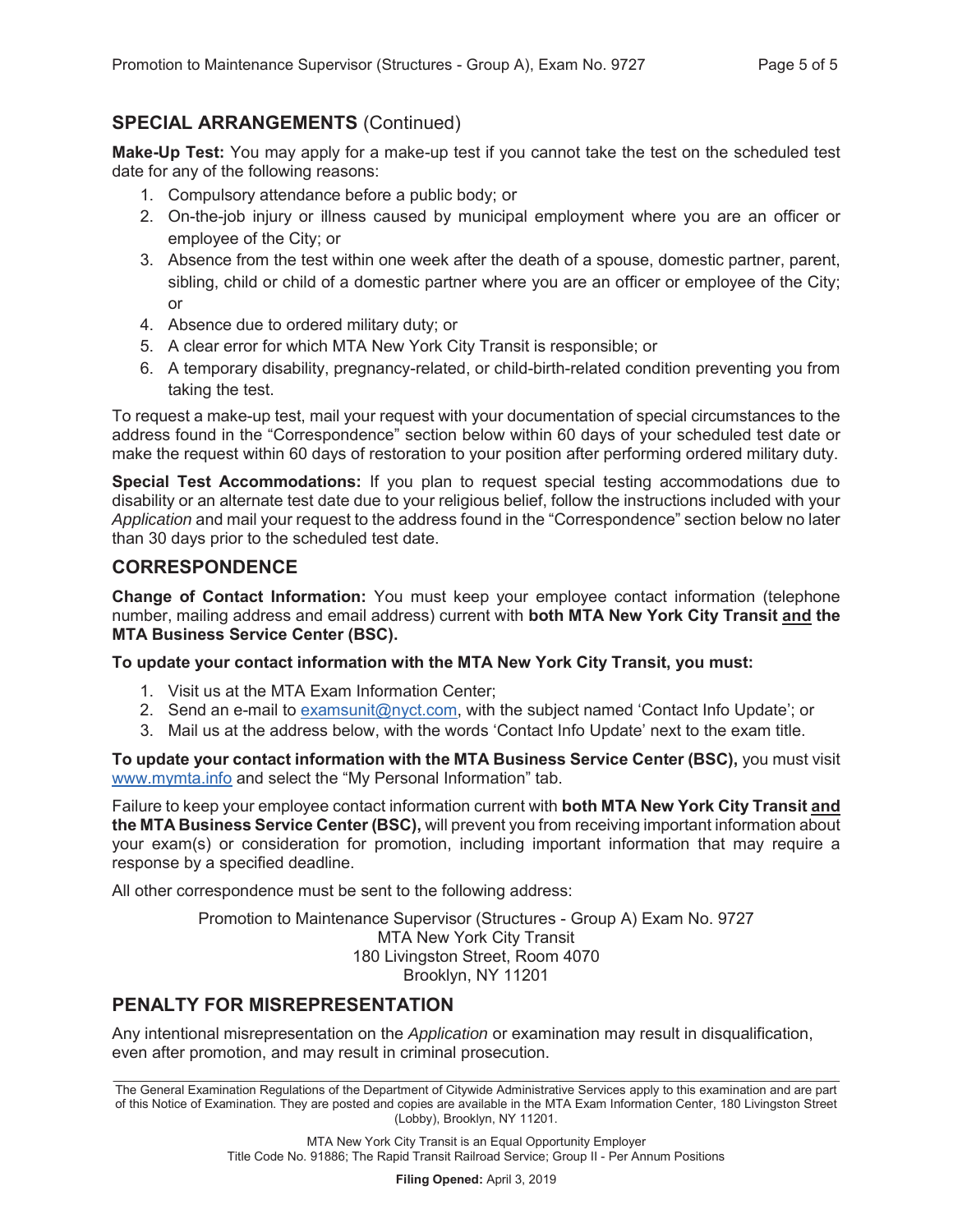## SPECIAL ARRANGEMENTS (Continued)

**Make-Up Test:** You may apply for a make-up test if you cannot take the test on the scheduled test date for any of the following reasons:

1. Compulsory attendance before a public body; or
2. On-the-job injury or illness caused by municipal employment where you are an officer or employee of the City; or
3. Absence from the test within one week after the death of a spouse, domestic partner, parent, sibling, child or child of a domestic partner where you are an officer or employee of the City; or
4. Absence due to ordered military duty; or
5. A clear error for which MTA New York City Transit is responsible; or
6. A temporary disability, pregnancy-related, or child-birth-related condition preventing you from taking the test.

To request a make-up test, mail your request with your documentation of special circumstances to the address found in the "Correspondence" section below within 60 days of your scheduled test date or make the request within 60 days of restoration to your position after performing ordered military duty.

**Special Test Accommodations:** If you plan to request special testing accommodations due to disability or an alternate test date due to your religious belief, follow the instructions included with your *Application* and mail your request to the address found in the "Correspondence" section below no later than 30 days prior to the scheduled test date.

## CORRESPONDENCE

**Change of Contact Information:** You must keep your employee contact information (telephone number, mailing address and email address) current with **both MTA New York City Transit and the MTA Business Service Center (BSC).**

**To update your contact information with the MTA New York City Transit, you must:**

1. Visit us at the MTA Exam Information Center;
2. Send an e-mail to examsunit@nyct.com, with the subject named 'Contact Info Update'; or
3. Mail us at the address below, with the words 'Contact Info Update' next to the exam title.

**To update your contact information with the MTA Business Service Center (BSC),** you must visit www.mymta.info and select the "My Personal Information" tab.

Failure to keep your employee contact information current with **both MTA New York City Transit and the MTA Business Service Center (BSC),** will prevent you from receiving important information about your exam(s) or consideration for promotion, including important information that may require a response by a specified deadline.

All other correspondence must be sent to the following address:

Promotion to Maintenance Supervisor (Structures - Group A) Exam No. 9727
MTA New York City Transit
180 Livingston Street, Room 4070
Brooklyn, NY 11201

## PENALTY FOR MISREPRESENTATION

Any intentional misrepresentation on the *Application* or examination may result in disqualification, even after promotion, and may result in criminal prosecution.

---

The General Examination Regulations of the Department of Citywide Administrative Services apply to this examination and are part of this Notice of Examination. They are posted and copies are available in the MTA Exam Information Center, 180 Livingston Street (Lobby), Brooklyn, NY 11201.

MTA New York City Transit is an Equal Opportunity Employer
Title Code No. 91886; The Rapid Transit Railroad Service; Group II - Per Annum Positions

**Filing Opened:** April 3, 2019